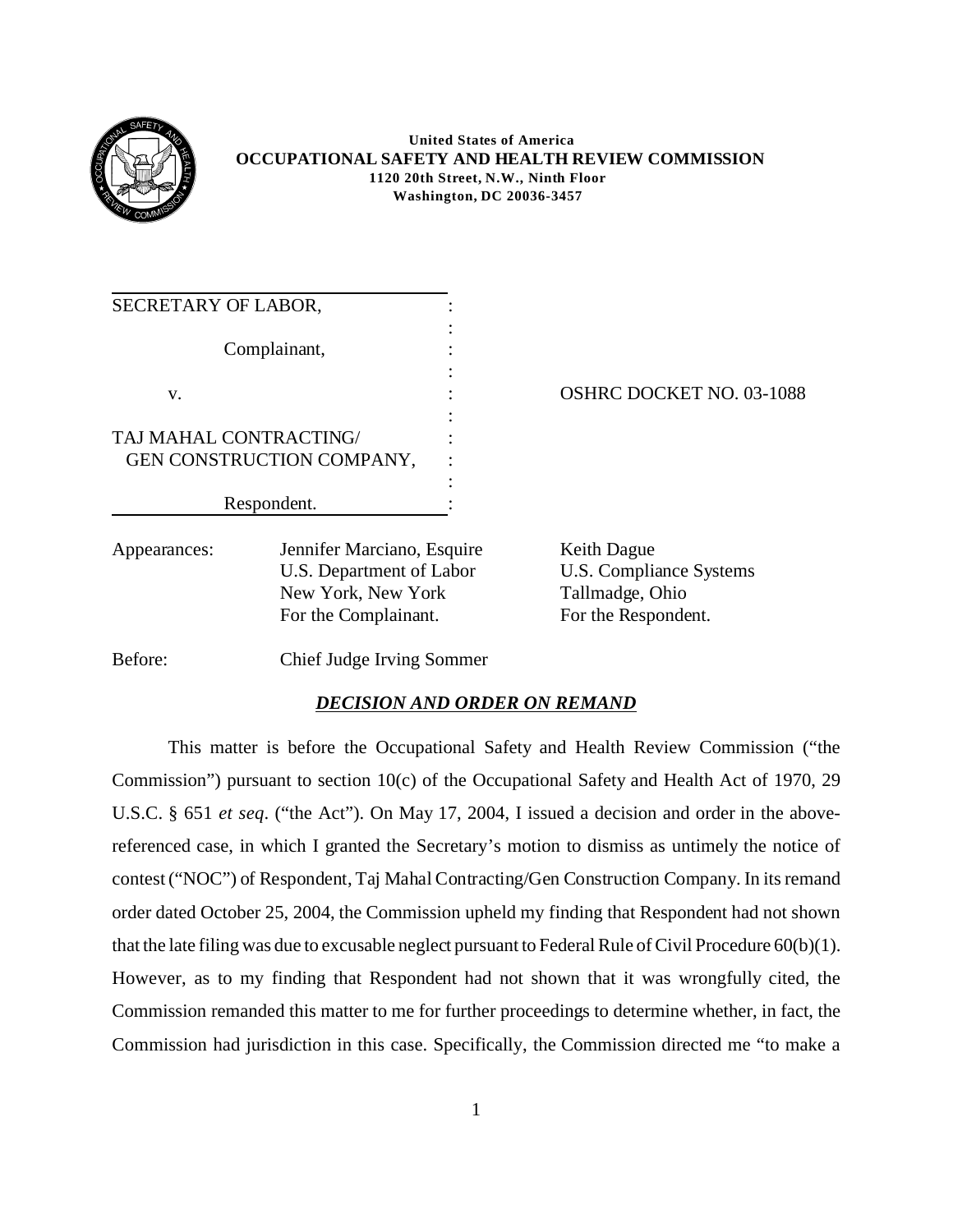**United States of America**
**OCCUPATIONAL SAFETY AND HEALTH REVIEW COMMISSION**
**1120 20th Street, N.W., Ninth Floor**
**Washington, DC 20036-3457**

| | |
|---|---|
| SECRETARY OF LABOR,<br><br>Complainant,<br><br>v.<br><br>TAJ MAHAL CONTRACTING/<br>GEN CONSTRUCTION COMPANY,<br><br>Respondent. | OSHRC DOCKET NO. 03-1088 |

Appearances:

Jennifer Marciano, Esquire
U.S. Department of Labor
New York, New York
For the Complainant.

Keith Dague
U.S. Compliance Systems
Tallmadge, Ohio
For the Respondent.

Before: Chief Judge Irving Sommer

## ***DECISION AND ORDER ON REMAND***

This matter is before the Occupational Safety and Health Review Commission ("the Commission") pursuant to section 10(c) of the Occupational Safety and Health Act of 1970, 29 U.S.C. § 651 *et seq*. ("the Act"). On May 17, 2004, I issued a decision and order in the above-referenced case, in which I granted the Secretary's motion to dismiss as untimely the notice of contest ("NOC") of Respondent, Taj Mahal Contracting/Gen Construction Company. In its remand order dated October 25, 2004, the Commission upheld my finding that Respondent had not shown that the late filing was due to excusable neglect pursuant to Federal Rule of Civil Procedure 60(b)(1). However, as to my finding that Respondent had not shown that it was wrongfully cited, the Commission remanded this matter to me for further proceedings to determine whether, in fact, the Commission had jurisdiction in this case. Specifically, the Commission directed me "to make a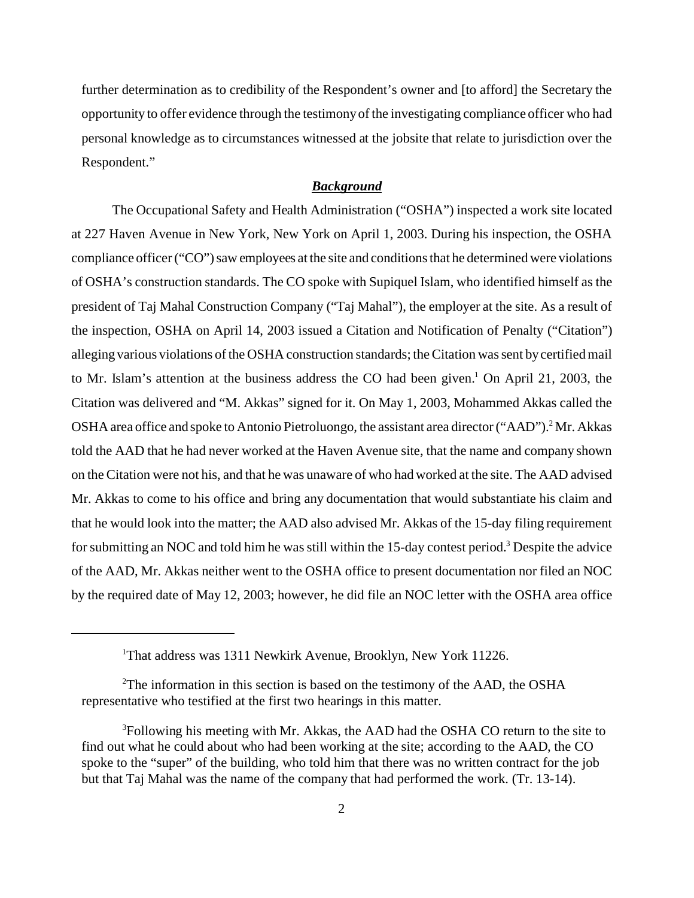further determination as to credibility of the Respondent's owner and [to afford] the Secretary the opportunity to offer evidence through the testimony of the investigating compliance officer who had personal knowledge as to circumstances witnessed at the jobsite that relate to jurisdiction over the Respondent."

## ***Background***

The Occupational Safety and Health Administration ("OSHA") inspected a work site located at 227 Haven Avenue in New York, New York on April 1, 2003. During his inspection, the OSHA compliance officer ("CO") saw employees at the site and conditions that he determined were violations of OSHA's construction standards. The CO spoke with Supiquel Islam, who identified himself as the president of Taj Mahal Construction Company ("Taj Mahal"), the employer at the site. As a result of the inspection, OSHA on April 14, 2003 issued a Citation and Notification of Penalty ("Citation") alleging various violations of the OSHA construction standards; the Citation was sent by certified mail to Mr. Islam's attention at the business address the CO had been given.[1] On April 21, 2003, the Citation was delivered and "M. Akkas" signed for it. On May 1, 2003, Mohammed Akkas called the OSHA area office and spoke to Antonio Pietroluongo, the assistant area director ("AAD").[2] Mr. Akkas told the AAD that he had never worked at the Haven Avenue site, that the name and company shown on the Citation were not his, and that he was unaware of who had worked at the site. The AAD advised Mr. Akkas to come to his office and bring any documentation that would substantiate his claim and that he would look into the matter; the AAD also advised Mr. Akkas of the 15-day filing requirement for submitting an NOC and told him he was still within the 15-day contest period.[3] Despite the advice of the AAD, Mr. Akkas neither went to the OSHA office to present documentation nor filed an NOC by the required date of May 12, 2003; however, he did file an NOC letter with the OSHA area office

---

[1]That address was 1311 Newkirk Avenue, Brooklyn, New York 11226.

[2]The information in this section is based on the testimony of the AAD, the OSHA representative who testified at the first two hearings in this matter.

[3]Following his meeting with Mr. Akkas, the AAD had the OSHA CO return to the site to find out what he could about who had been working at the site; according to the AAD, the CO spoke to the "super" of the building, who told him that there was no written contract for the job but that Taj Mahal was the name of the company that had performed the work. (Tr. 13-14).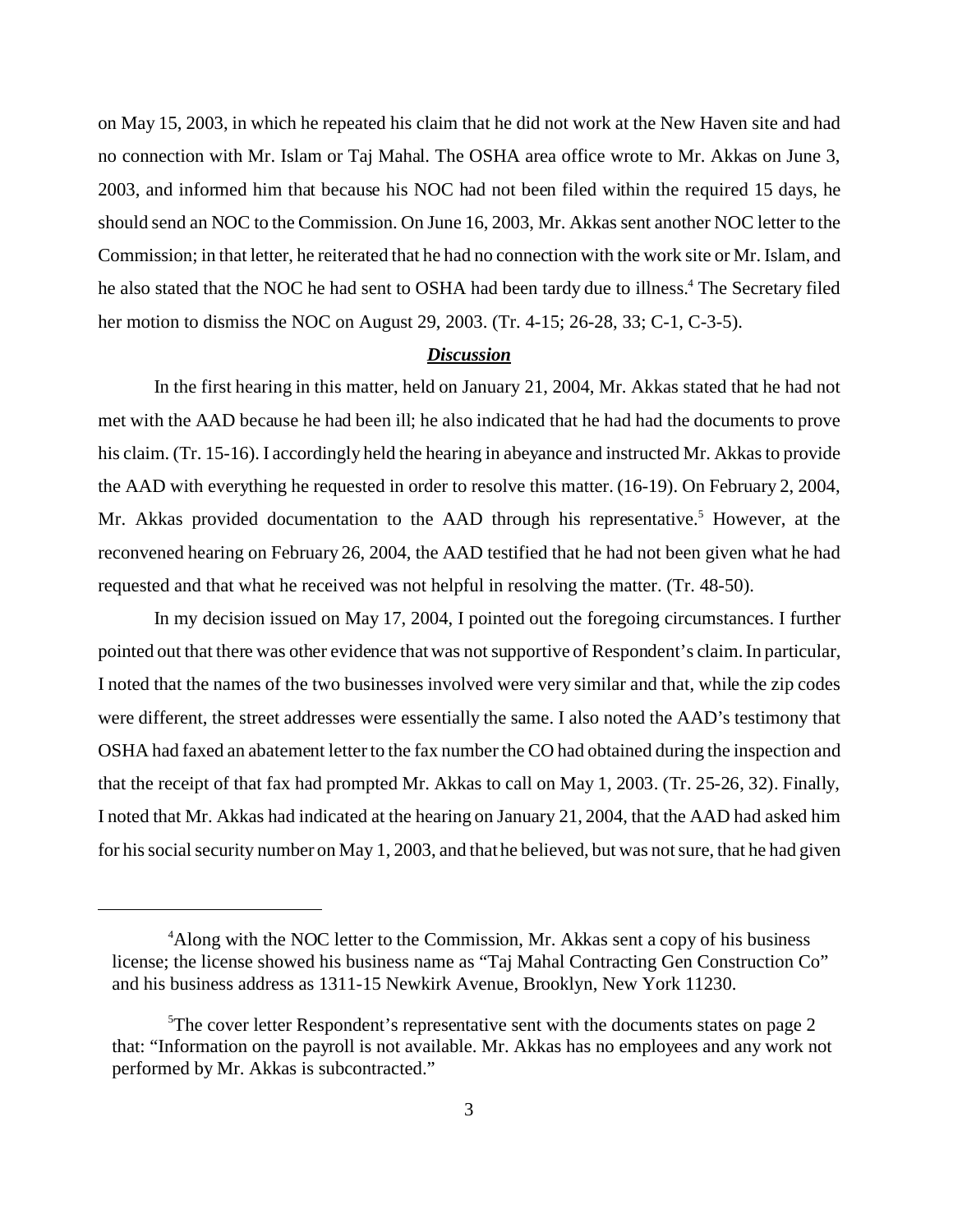on May 15, 2003, in which he repeated his claim that he did not work at the New Haven site and had no connection with Mr. Islam or Taj Mahal. The OSHA area office wrote to Mr. Akkas on June 3, 2003, and informed him that because his NOC had not been filed within the required 15 days, he should send an NOC to the Commission. On June 16, 2003, Mr. Akkas sent another NOC letter to the Commission; in that letter, he reiterated that he had no connection with the work site or Mr. Islam, and he also stated that the NOC he had sent to OSHA had been tardy due to illness.[4] The Secretary filed her motion to dismiss the NOC on August 29, 2003. (Tr. 4-15; 26-28, 33; C-1, C-3-5).

***Discussion***

In the first hearing in this matter, held on January 21, 2004, Mr. Akkas stated that he had not met with the AAD because he had been ill; he also indicated that he had had the documents to prove his claim. (Tr. 15-16). I accordingly held the hearing in abeyance and instructed Mr. Akkas to provide the AAD with everything he requested in order to resolve this matter. (16-19). On February 2, 2004, Mr. Akkas provided documentation to the AAD through his representative.[5] However, at the reconvened hearing on February 26, 2004, the AAD testified that he had not been given what he had requested and that what he received was not helpful in resolving the matter. (Tr. 48-50).

In my decision issued on May 17, 2004, I pointed out the foregoing circumstances. I further pointed out that there was other evidence that was not supportive of Respondent's claim. In particular, I noted that the names of the two businesses involved were very similar and that, while the zip codes were different, the street addresses were essentially the same. I also noted the AAD's testimony that OSHA had faxed an abatement letter to the fax number the CO had obtained during the inspection and that the receipt of that fax had prompted Mr. Akkas to call on May 1, 2003. (Tr. 25-26, 32). Finally, I noted that Mr. Akkas had indicated at the hearing on January 21, 2004, that the AAD had asked him for his social security number on May 1, 2003, and that he believed, but was not sure, that he had given

---

[4]Along with the NOC letter to the Commission, Mr. Akkas sent a copy of his business license; the license showed his business name as "Taj Mahal Contracting Gen Construction Co" and his business address as 1311-15 Newkirk Avenue, Brooklyn, New York 11230.

[5]The cover letter Respondent's representative sent with the documents states on page 2 that: "Information on the payroll is not available. Mr. Akkas has no employees and any work not performed by Mr. Akkas is subcontracted."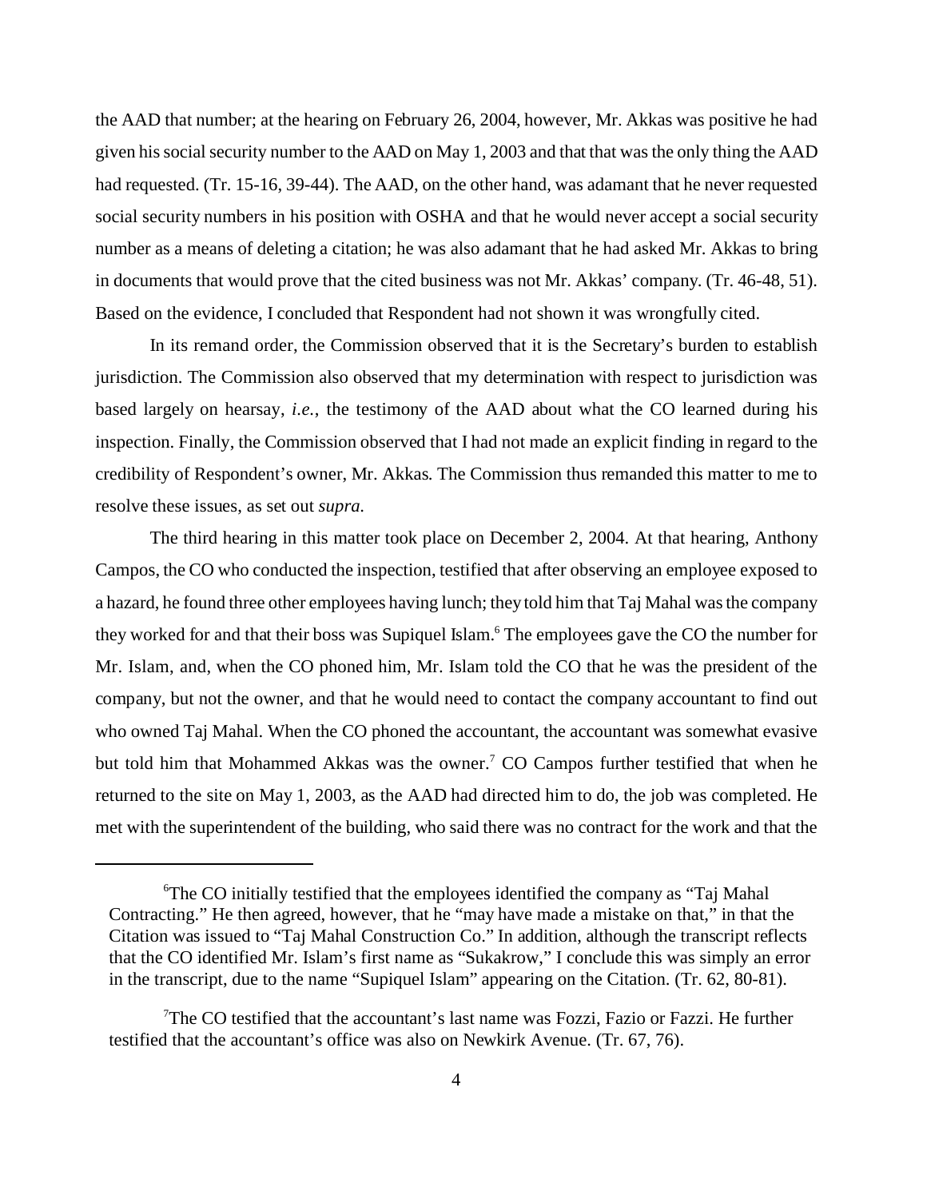the AAD that number; at the hearing on February 26, 2004, however, Mr. Akkas was positive he had given his social security number to the AAD on May 1, 2003 and that that was the only thing the AAD had requested. (Tr. 15-16, 39-44). The AAD, on the other hand, was adamant that he never requested social security numbers in his position with OSHA and that he would never accept a social security number as a means of deleting a citation; he was also adamant that he had asked Mr. Akkas to bring in documents that would prove that the cited business was not Mr. Akkas' company. (Tr. 46-48, 51). Based on the evidence, I concluded that Respondent had not shown it was wrongfully cited.

In its remand order, the Commission observed that it is the Secretary's burden to establish jurisdiction. The Commission also observed that my determination with respect to jurisdiction was based largely on hearsay, *i.e.*, the testimony of the AAD about what the CO learned during his inspection. Finally, the Commission observed that I had not made an explicit finding in regard to the credibility of Respondent's owner, Mr. Akkas. The Commission thus remanded this matter to me to resolve these issues, as set out *supra*.

The third hearing in this matter took place on December 2, 2004. At that hearing, Anthony Campos, the CO who conducted the inspection, testified that after observing an employee exposed to a hazard, he found three other employees having lunch; they told him that Taj Mahal was the company they worked for and that their boss was Supiquel Islam.[6] The employees gave the CO the number for Mr. Islam, and, when the CO phoned him, Mr. Islam told the CO that he was the president of the company, but not the owner, and that he would need to contact the company accountant to find out who owned Taj Mahal. When the CO phoned the accountant, the accountant was somewhat evasive but told him that Mohammed Akkas was the owner.[7] CO Campos further testified that when he returned to the site on May 1, 2003, as the AAD had directed him to do, the job was completed. He met with the superintendent of the building, who said there was no contract for the work and that the

---

[6]The CO initially testified that the employees identified the company as "Taj Mahal Contracting." He then agreed, however, that he "may have made a mistake on that," in that the Citation was issued to "Taj Mahal Construction Co." In addition, although the transcript reflects that the CO identified Mr. Islam's first name as "Sukakrow," I conclude this was simply an error in the transcript, due to the name "Supiquel Islam" appearing on the Citation. (Tr. 62, 80-81).

[7]The CO testified that the accountant's last name was Fozzi, Fazio or Fazzi. He further testified that the accountant's office was also on Newkirk Avenue. (Tr. 67, 76).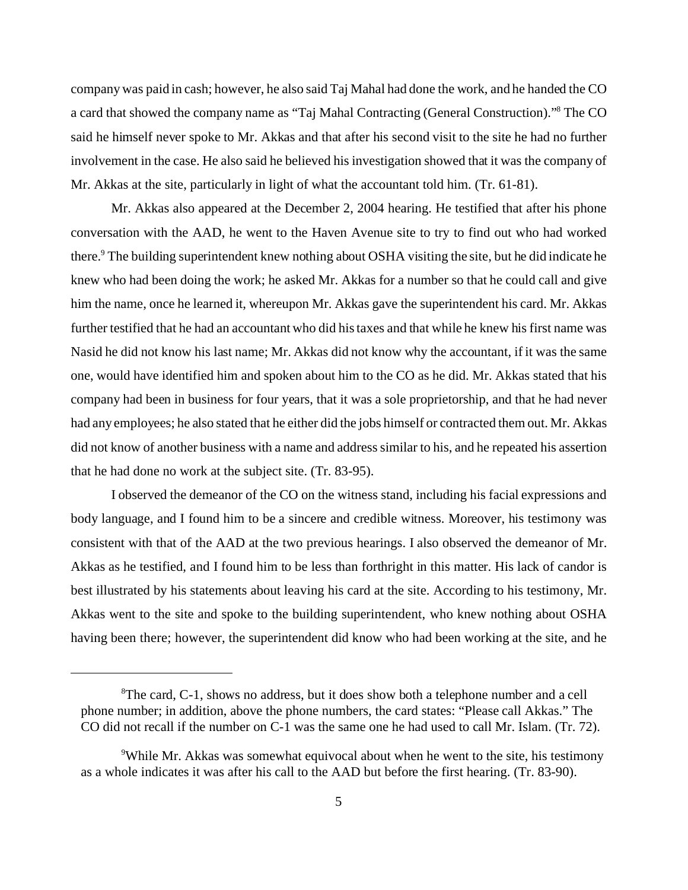company was paid in cash; however, he also said Taj Mahal had done the work, and he handed the CO a card that showed the company name as "Taj Mahal Contracting (General Construction)."[8] The CO said he himself never spoke to Mr. Akkas and that after his second visit to the site he had no further involvement in the case. He also said he believed his investigation showed that it was the company of Mr. Akkas at the site, particularly in light of what the accountant told him. (Tr. 61-81).

Mr. Akkas also appeared at the December 2, 2004 hearing. He testified that after his phone conversation with the AAD, he went to the Haven Avenue site to try to find out who had worked there.[9] The building superintendent knew nothing about OSHA visiting the site, but he did indicate he knew who had been doing the work; he asked Mr. Akkas for a number so that he could call and give him the name, once he learned it, whereupon Mr. Akkas gave the superintendent his card. Mr. Akkas further testified that he had an accountant who did his taxes and that while he knew his first name was Nasid he did not know his last name; Mr. Akkas did not know why the accountant, if it was the same one, would have identified him and spoken about him to the CO as he did. Mr. Akkas stated that his company had been in business for four years, that it was a sole proprietorship, and that he had never had any employees; he also stated that he either did the jobs himself or contracted them out. Mr. Akkas did not know of another business with a name and address similar to his, and he repeated his assertion that he had done no work at the subject site. (Tr. 83-95).

I observed the demeanor of the CO on the witness stand, including his facial expressions and body language, and I found him to be a sincere and credible witness. Moreover, his testimony was consistent with that of the AAD at the two previous hearings. I also observed the demeanor of Mr. Akkas as he testified, and I found him to be less than forthright in this matter. His lack of candor is best illustrated by his statements about leaving his card at the site. According to his testimony, Mr. Akkas went to the site and spoke to the building superintendent, who knew nothing about OSHA having been there; however, the superintendent did know who had been working at the site, and he

---

[8] The card, C-1, shows no address, but it does show both a telephone number and a cell phone number; in addition, above the phone numbers, the card states: "Please call Akkas." The CO did not recall if the number on C-1 was the same one he had used to call Mr. Islam. (Tr. 72).

[9] While Mr. Akkas was somewhat equivocal about when he went to the site, his testimony as a whole indicates it was after his call to the AAD but before the first hearing. (Tr. 83-90).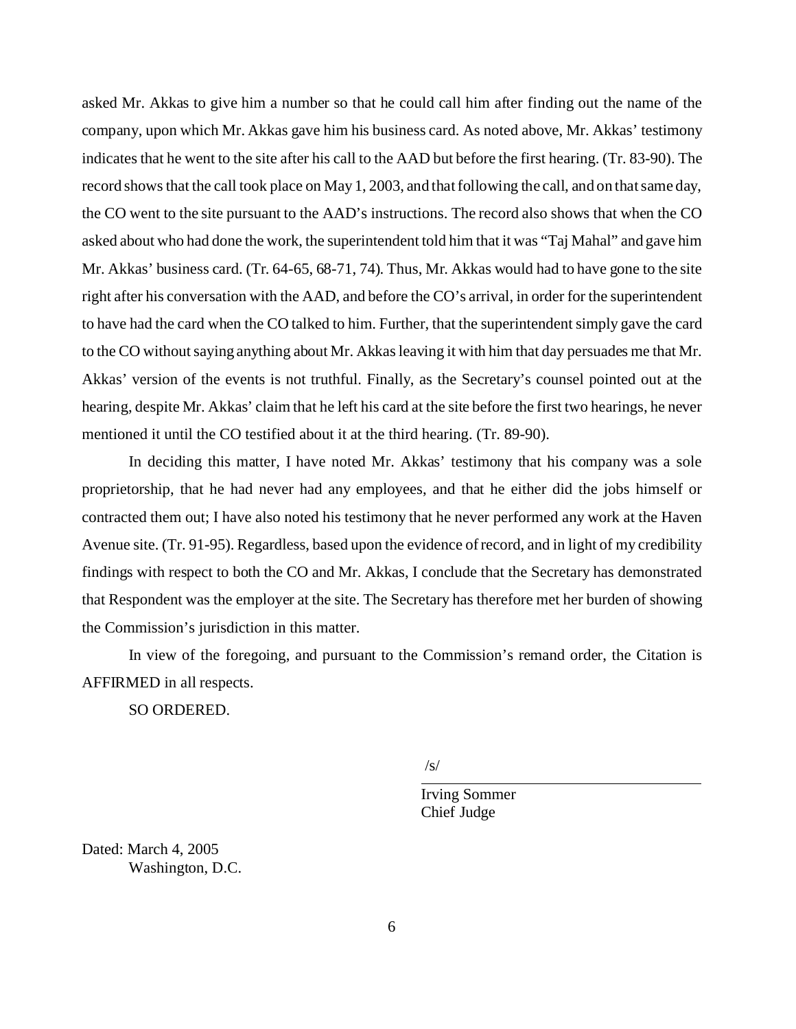asked Mr. Akkas to give him a number so that he could call him after finding out the name of the company, upon which Mr. Akkas gave him his business card. As noted above, Mr. Akkas' testimony indicates that he went to the site after his call to the AAD but before the first hearing. (Tr. 83-90). The record shows that the call took place on May 1, 2003, and that following the call, and on that same day, the CO went to the site pursuant to the AAD's instructions. The record also shows that when the CO asked about who had done the work, the superintendent told him that it was "Taj Mahal" and gave him Mr. Akkas' business card. (Tr. 64-65, 68-71, 74). Thus, Mr. Akkas would had to have gone to the site right after his conversation with the AAD, and before the CO's arrival, in order for the superintendent to have had the card when the CO talked to him. Further, that the superintendent simply gave the card to the CO without saying anything about Mr. Akkas leaving it with him that day persuades me that Mr. Akkas' version of the events is not truthful. Finally, as the Secretary's counsel pointed out at the hearing, despite Mr. Akkas' claim that he left his card at the site before the first two hearings, he never mentioned it until the CO testified about it at the third hearing. (Tr. 89-90).

In deciding this matter, I have noted Mr. Akkas' testimony that his company was a sole proprietorship, that he had never had any employees, and that he either did the jobs himself or contracted them out; I have also noted his testimony that he never performed any work at the Haven Avenue site. (Tr. 91-95). Regardless, based upon the evidence of record, and in light of my credibility findings with respect to both the CO and Mr. Akkas, I conclude that the Secretary has demonstrated that Respondent was the employer at the site. The Secretary has therefore met her burden of showing the Commission's jurisdiction in this matter.

In view of the foregoing, and pursuant to the Commission's remand order, the Citation is AFFIRMED in all respects.

SO ORDERED.

/s/

Irving Sommer
Chief Judge

Dated: March 4, 2005
Washington, D.C.